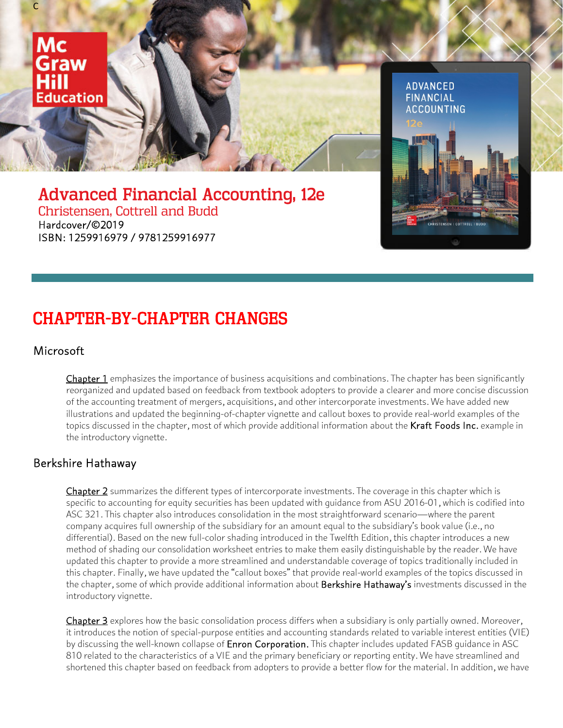# Advanced Financial Accounting, 12e

Christensen, Cottrell and Budd

Hardcover/©2019

ISBN: 1259916979 / 9781259916977

## CHAPTER-BY-CHAPTER CHANGES

### Microsoft

Chapter 1 emphasizes the importance of business acquisitions and combinations. The chapter has been significantly reorganized and updated based on feedback from textbook adopters to provide a clearer and more concise discussion of the accounting treatment of mergers, acquisitions, and other intercorporate investments. We have added new illustrations and updated the beginning-of-chapter vignette and callout boxes to provide real-world examples of the topics discussed in the chapter, most of which provide additional information about the Kraft Foods Inc. example in the introductory vignette.

### Berkshire Hathaway

Chapter 2 summarizes the different types of intercorporate investments. The coverage in this chapter which is specific to accounting for equity securities has been updated with guidance from ASU 2016-01, which is codified into ASC 321. This chapter also introduces consolidation in the most straightforward scenario—where the parent company acquires full ownership of the subsidiary for an amount equal to the subsidiary's book value (i.e., no differential). Based on the new full-color shading introduced in the Twelfth Edition, this chapter introduces a new method of shading our consolidation worksheet entries to make them easily distinguishable by the reader. We have updated this chapter to provide a more streamlined and understandable coverage of topics traditionally included in this chapter. Finally, we have updated the "callout boxes" that provide real-world examples of the topics discussed in the chapter, some of which provide additional information about Berkshire Hathaway's investments discussed in the introductory vignette.

Chapter 3 explores how the basic consolidation process differs when a subsidiary is only partially owned. Moreover, it introduces the notion of special-purpose entities and accounting standards related to variable interest entities (VIE) by discussing the well-known collapse of Enron Corporation. This chapter includes updated FASB guidance in ASC 810 related to the characteristics of a VIE and the primary beneficiary or reporting entity. We have streamlined and shortened this chapter based on feedback from adopters to provide a better flow for the material. In addition, we have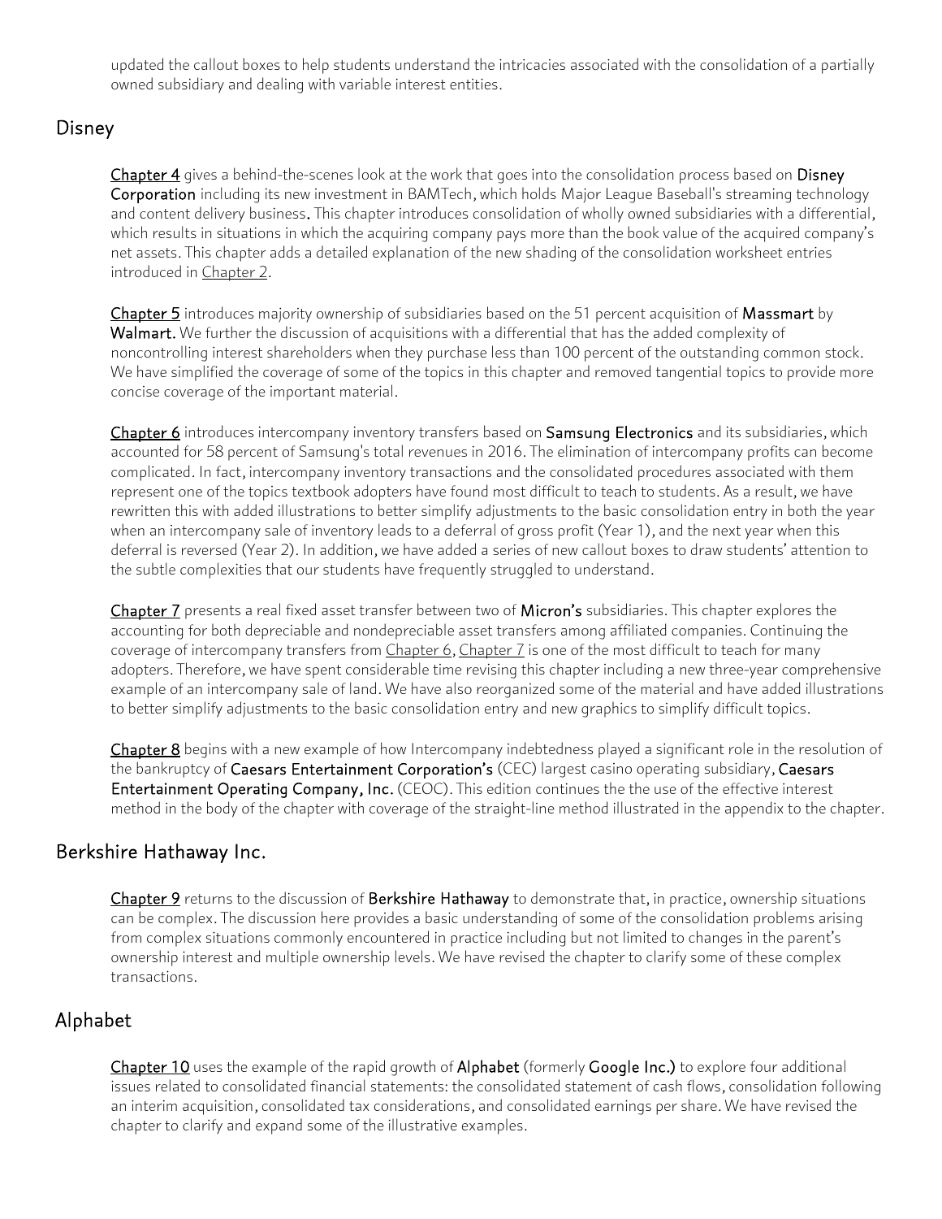updated the callout boxes to help students understand the intricacies associated with the consolidation of a partially owned subsidiary and dealing with variable interest entities.

## Disney

Chapter 4 gives a behind-the-scenes look at the work that goes into the consolidation process based on **Disney Corporation** including its new investment in BAMTech, which holds Major League Baseball's streaming technology and content delivery business. This chapter introduces consolidation of wholly owned subsidiaries with a differential, which results in situations in which the acquiring company pays more than the book value of the acquired company's net assets. This chapter adds a detailed explanation of the new shading of the consolidation worksheet entries introduced in Chapter 2.

Chapter 5 introduces majority ownership of subsidiaries based on the 51 percent acquisition of **Massmart** by **Walmart.** We further the discussion of acquisitions with a differential that has the added complexity of noncontrolling interest shareholders when they purchase less than 100 percent of the outstanding common stock. We have simplified the coverage of some of the topics in this chapter and removed tangential topics to provide more concise coverage of the important material.

Chapter 6 introduces intercompany inventory transfers based on **Samsung Electronics** and its subsidiaries, which accounted for 58 percent of Samsung's total revenues in 2016. The elimination of intercompany profits can become complicated. In fact, intercompany inventory transactions and the consolidated procedures associated with them represent one of the topics textbook adopters have found most difficult to teach to students. As a result, we have rewritten this with added illustrations to better simplify adjustments to the basic consolidation entry in both the year when an intercompany sale of inventory leads to a deferral of gross profit (Year 1), and the next year when this deferral is reversed (Year 2). In addition, we have added a series of new callout boxes to draw students' attention to the subtle complexities that our students have frequently struggled to understand.

Chapter 7 presents a real fixed asset transfer between two of **Micron's** subsidiaries. This chapter explores the accounting for both depreciable and nondepreciable asset transfers among affiliated companies. Continuing the coverage of intercompany transfers from Chapter 6, Chapter 7 is one of the most difficult to teach for many adopters. Therefore, we have spent considerable time revising this chapter including a new three-year comprehensive example of an intercompany sale of land. We have also reorganized some of the material and have added illustrations to better simplify adjustments to the basic consolidation entry and new graphics to simplify difficult topics.

Chapter 8 begins with a new example of how Intercompany indebtedness played a significant role in the resolution of the bankruptcy of **Caesars Entertainment Corporation's** (CEC) largest casino operating subsidiary, **Caesars Entertainment Operating Company, Inc.** (CEOC). This edition continues the the use of the effective interest method in the body of the chapter with coverage of the straight-line method illustrated in the appendix to the chapter.

## Berkshire Hathaway Inc.

Chapter 9 returns to the discussion of **Berkshire Hathaway** to demonstrate that, in practice, ownership situations can be complex. The discussion here provides a basic understanding of some of the consolidation problems arising from complex situations commonly encountered in practice including but not limited to changes in the parent's ownership interest and multiple ownership levels. We have revised the chapter to clarify some of these complex transactions.

## Alphabet

Chapter 10 uses the example of the rapid growth of **Alphabet** (formerly **Google Inc.)** to explore four additional issues related to consolidated financial statements: the consolidated statement of cash flows, consolidation following an interim acquisition, consolidated tax considerations, and consolidated earnings per share. We have revised the chapter to clarify and expand some of the illustrative examples.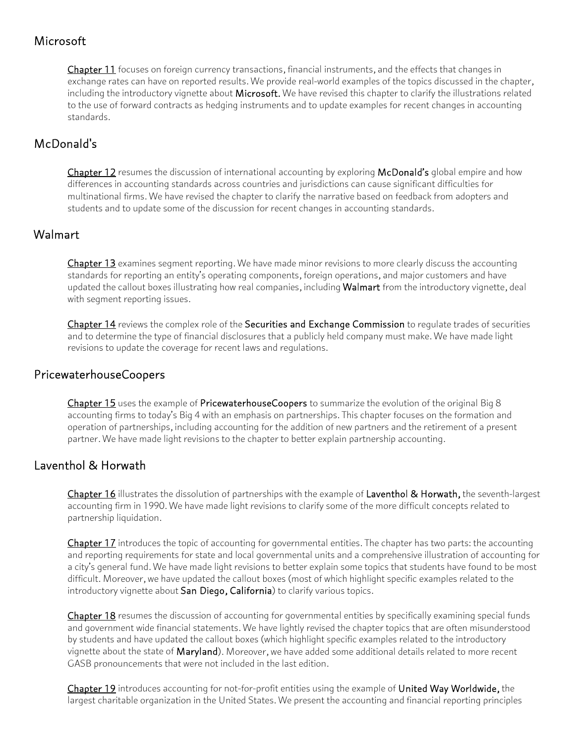## Microsoft

Chapter 11 focuses on foreign currency transactions, financial instruments, and the effects that changes in exchange rates can have on reported results. We provide real-world examples of the topics discussed in the chapter, including the introductory vignette about **Microsoft.** We have revised this chapter to clarify the illustrations related to the use of forward contracts as hedging instruments and to update examples for recent changes in accounting standards.

## McDonald's

Chapter 12 resumes the discussion of international accounting by exploring **McDonald's** global empire and how differences in accounting standards across countries and jurisdictions can cause significant difficulties for multinational firms. We have revised the chapter to clarify the narrative based on feedback from adopters and students and to update some of the discussion for recent changes in accounting standards.

## Walmart

Chapter 13 examines segment reporting. We have made minor revisions to more clearly discuss the accounting standards for reporting an entity's operating components, foreign operations, and major customers and have updated the callout boxes illustrating how real companies, including **Walmart** from the introductory vignette, deal with segment reporting issues.

Chapter 14 reviews the complex role of the **Securities and Exchange Commission** to regulate trades of securities and to determine the type of financial disclosures that a publicly held company must make. We have made light revisions to update the coverage for recent laws and regulations.

## PricewaterhouseCoopers

Chapter 15 uses the example of **PricewaterhouseCoopers** to summarize the evolution of the original Big 8 accounting firms to today's Big 4 with an emphasis on partnerships. This chapter focuses on the formation and operation of partnerships, including accounting for the addition of new partners and the retirement of a present partner. We have made light revisions to the chapter to better explain partnership accounting.

## Laventhol & Horwath

Chapter 16 illustrates the dissolution of partnerships with the example of **Laventhol & Horwath,** the seventh-largest accounting firm in 1990. We have made light revisions to clarify some of the more difficult concepts related to partnership liquidation.

Chapter 17 introduces the topic of accounting for governmental entities. The chapter has two parts: the accounting and reporting requirements for state and local governmental units and a comprehensive illustration of accounting for a city's general fund. We have made light revisions to better explain some topics that students have found to be most difficult. Moreover, we have updated the callout boxes (most of which highlight specific examples related to the introductory vignette about **San Diego, California**) to clarify various topics.

Chapter 18 resumes the discussion of accounting for governmental entities by specifically examining special funds and government wide financial statements. We have lightly revised the chapter topics that are often misunderstood by students and have updated the callout boxes (which highlight specific examples related to the introductory vignette about the state of **Maryland**). Moreover, we have added some additional details related to more recent GASB pronouncements that were not included in the last edition.

Chapter 19 introduces accounting for not-for-profit entities using the example of **United Way Worldwide,** the largest charitable organization in the United States. We present the accounting and financial reporting principles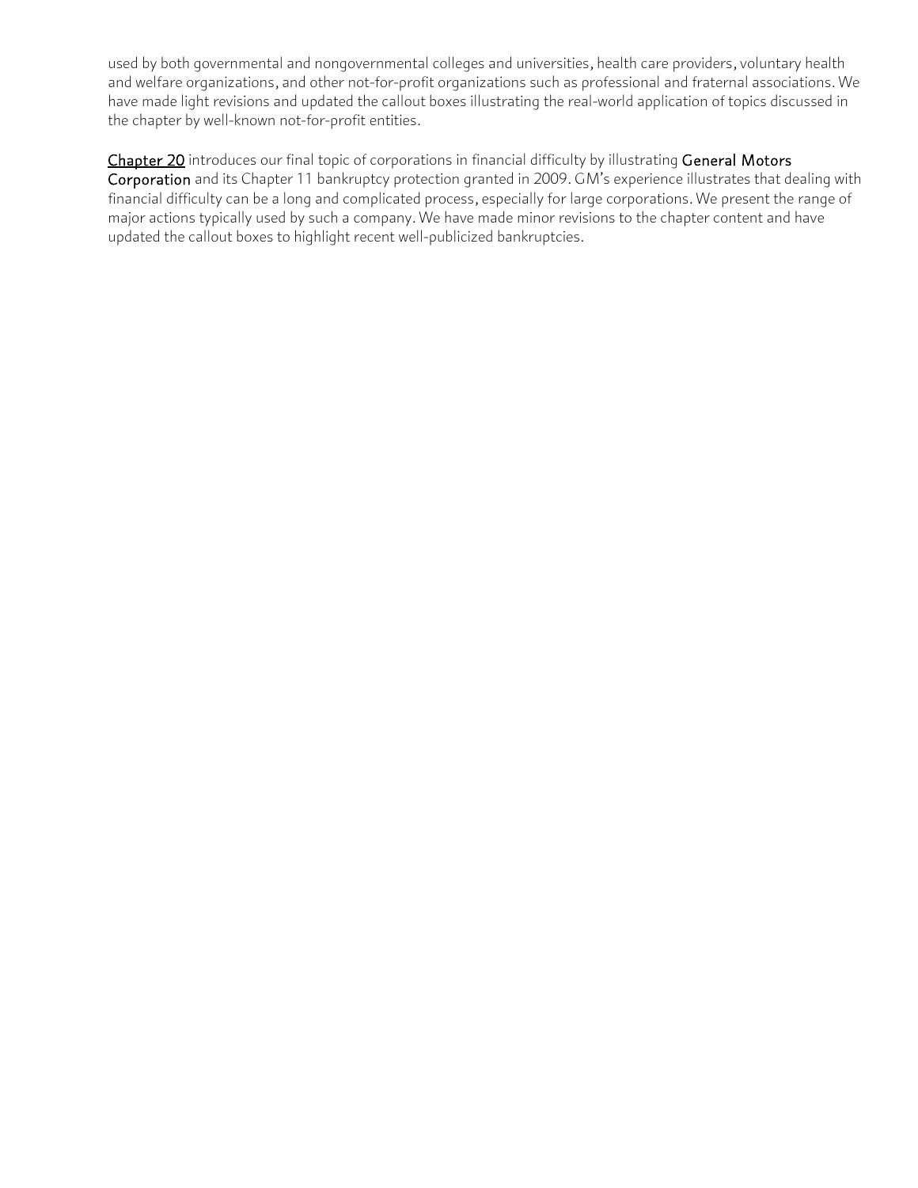used by both governmental and nongovernmental colleges and universities, health care providers, voluntary health and welfare organizations, and other not-for-profit organizations such as professional and fraternal associations. We have made light revisions and updated the callout boxes illustrating the real-world application of topics discussed in the chapter by well-known not-for-profit entities.

Chapter 20 introduces our final topic of corporations in financial difficulty by illustrating General Motors Corporation and its Chapter 11 bankruptcy protection granted in 2009. GM's experience illustrates that dealing with financial difficulty can be a long and complicated process, especially for large corporations. We present the range of major actions typically used by such a company. We have made minor revisions to the chapter content and have updated the callout boxes to highlight recent well-publicized bankruptcies.